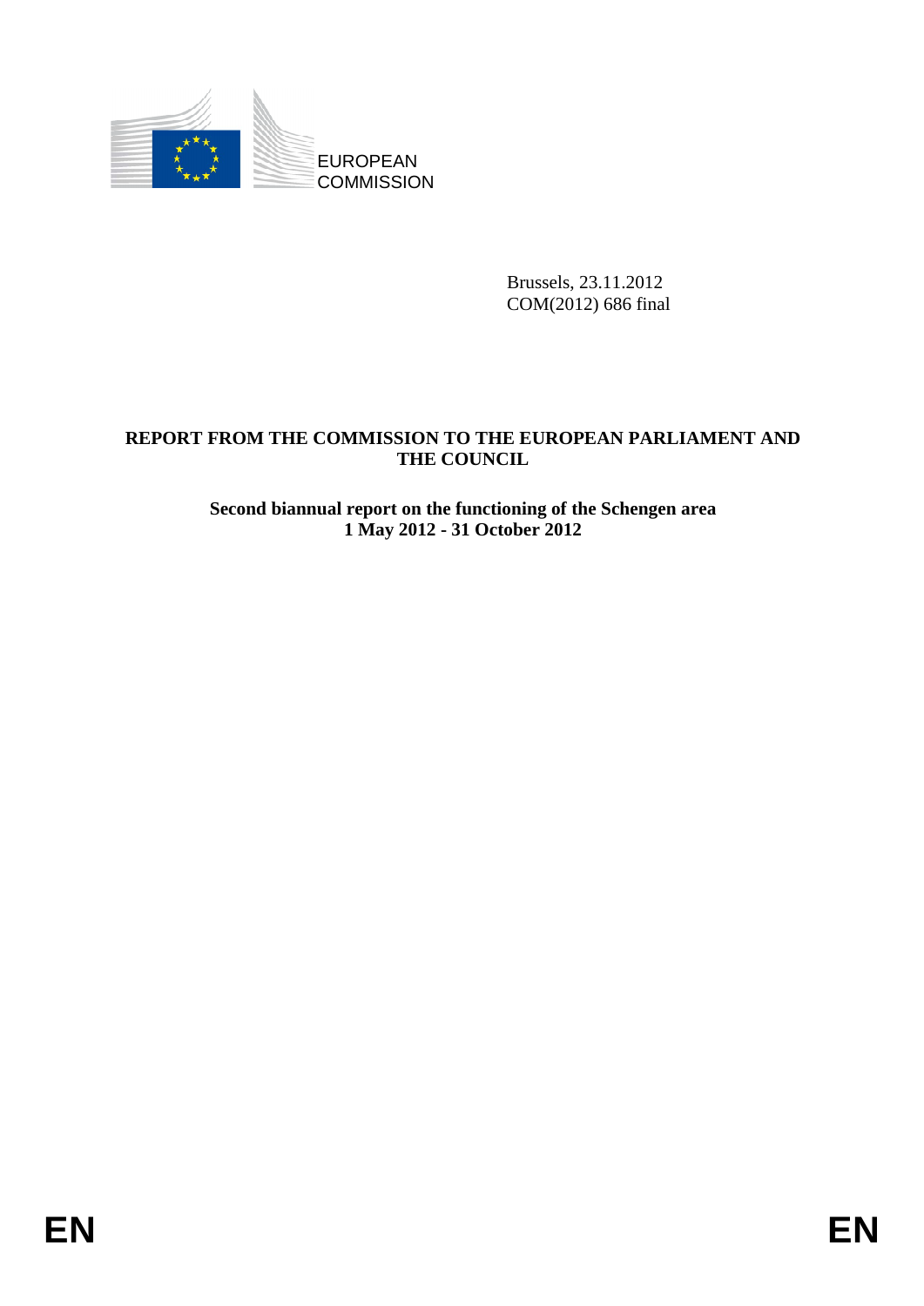EUROPEAN COMMISSION

Brussels, 23.11.2012
COM(2012) 686 final

**REPORT FROM THE COMMISSION TO THE EUROPEAN PARLIAMENT AND THE COUNCIL**

**Second biannual report on the functioning of the Schengen area**
**1 May 2012 - 31 October 2012**

EN EN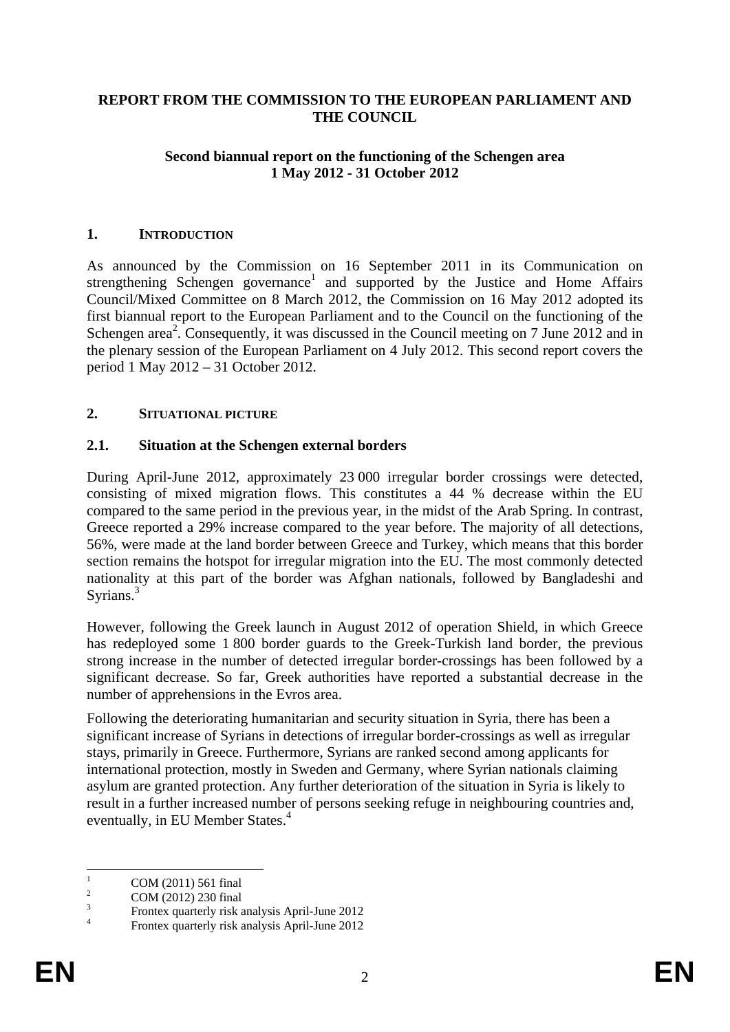**REPORT FROM THE COMMISSION TO THE EUROPEAN PARLIAMENT AND THE COUNCIL**

**Second biannual report on the functioning of the Schengen area 1 May 2012 - 31 October 2012**

## 1. INTRODUCTION

As announced by the Commission on 16 September 2011 in its Communication on strengthening Schengen governance[1] and supported by the Justice and Home Affairs Council/Mixed Committee on 8 March 2012, the Commission on 16 May 2012 adopted its first biannual report to the European Parliament and to the Council on the functioning of the Schengen area[2]. Consequently, it was discussed in the Council meeting on 7 June 2012 and in the plenary session of the European Parliament on 4 July 2012. This second report covers the period 1 May 2012 – 31 October 2012.

## 2. SITUATIONAL PICTURE

### 2.1. Situation at the Schengen external borders

During April-June 2012, approximately 23 000 irregular border crossings were detected, consisting of mixed migration flows. This constitutes a 44 % decrease within the EU compared to the same period in the previous year, in the midst of the Arab Spring. In contrast, Greece reported a 29% increase compared to the year before. The majority of all detections, 56%, were made at the land border between Greece and Turkey, which means that this border section remains the hotspot for irregular migration into the EU. The most commonly detected nationality at this part of the border was Afghan nationals, followed by Bangladeshi and Syrians.[3]

However, following the Greek launch in August 2012 of operation Shield, in which Greece has redeployed some 1 800 border guards to the Greek-Turkish land border, the previous strong increase in the number of detected irregular border-crossings has been followed by a significant decrease. So far, Greek authorities have reported a substantial decrease in the number of apprehensions in the Evros area.

Following the deteriorating humanitarian and security situation in Syria, there has been a significant increase of Syrians in detections of irregular border-crossings as well as irregular stays, primarily in Greece. Furthermore, Syrians are ranked second among applicants for international protection, mostly in Sweden and Germany, where Syrian nationals claiming asylum are granted protection. Any further deterioration of the situation in Syria is likely to result in a further increased number of persons seeking refuge in neighbouring countries and, eventually, in EU Member States.[4]

---

[1] COM (2011) 561 final

[2] COM (2012) 230 final

[3] Frontex quarterly risk analysis April-June 2012

[4] Frontex quarterly risk analysis April-June 2012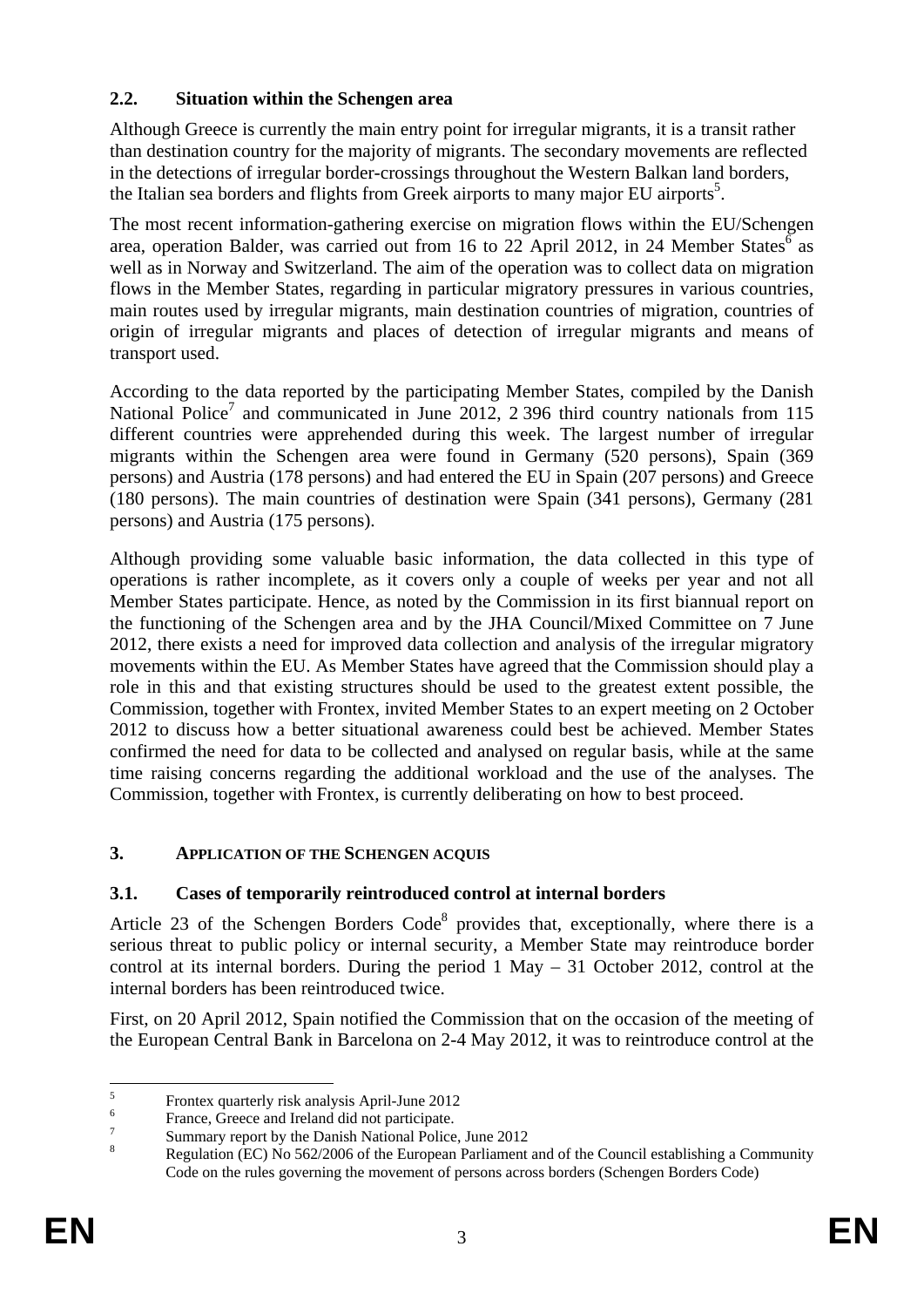## 2.2. Situation within the Schengen area

Although Greece is currently the main entry point for irregular migrants, it is a transit rather than destination country for the majority of migrants. The secondary movements are reflected in the detections of irregular border-crossings throughout the Western Balkan land borders, the Italian sea borders and flights from Greek airports to many major EU airports[5].

The most recent information-gathering exercise on migration flows within the EU/Schengen area, operation Balder, was carried out from 16 to 22 April 2012, in 24 Member States[6] as well as in Norway and Switzerland. The aim of the operation was to collect data on migration flows in the Member States, regarding in particular migratory pressures in various countries, main routes used by irregular migrants, main destination countries of migration, countries of origin of irregular migrants and places of detection of irregular migrants and means of transport used.

According to the data reported by the participating Member States, compiled by the Danish National Police[7] and communicated in June 2012, 2 396 third country nationals from 115 different countries were apprehended during this week. The largest number of irregular migrants within the Schengen area were found in Germany (520 persons), Spain (369 persons) and Austria (178 persons) and had entered the EU in Spain (207 persons) and Greece (180 persons). The main countries of destination were Spain (341 persons), Germany (281 persons) and Austria (175 persons).

Although providing some valuable basic information, the data collected in this type of operations is rather incomplete, as it covers only a couple of weeks per year and not all Member States participate. Hence, as noted by the Commission in its first biannual report on the functioning of the Schengen area and by the JHA Council/Mixed Committee on 7 June 2012, there exists a need for improved data collection and analysis of the irregular migratory movements within the EU. As Member States have agreed that the Commission should play a role in this and that existing structures should be used to the greatest extent possible, the Commission, together with Frontex, invited Member States to an expert meeting on 2 October 2012 to discuss how a better situational awareness could best be achieved. Member States confirmed the need for data to be collected and analysed on regular basis, while at the same time raising concerns regarding the additional workload and the use of the analyses. The Commission, together with Frontex, is currently deliberating on how to best proceed.

# 3. APPLICATION OF THE SCHENGEN ACQUIS

## 3.1. Cases of temporarily reintroduced control at internal borders

Article 23 of the Schengen Borders Code[8] provides that, exceptionally, where there is a serious threat to public policy or internal security, a Member State may reintroduce border control at its internal borders. During the period 1 May – 31 October 2012, control at the internal borders has been reintroduced twice.

First, on 20 April 2012, Spain notified the Commission that on the occasion of the meeting of the European Central Bank in Barcelona on 2-4 May 2012, it was to reintroduce control at the

---

[5] Frontex quarterly risk analysis April-June 2012

[6] France, Greece and Ireland did not participate.

[7] Summary report by the Danish National Police, June 2012

[8] Regulation (EC) No 562/2006 of the European Parliament and of the Council establishing a Community Code on the rules governing the movement of persons across borders (Schengen Borders Code)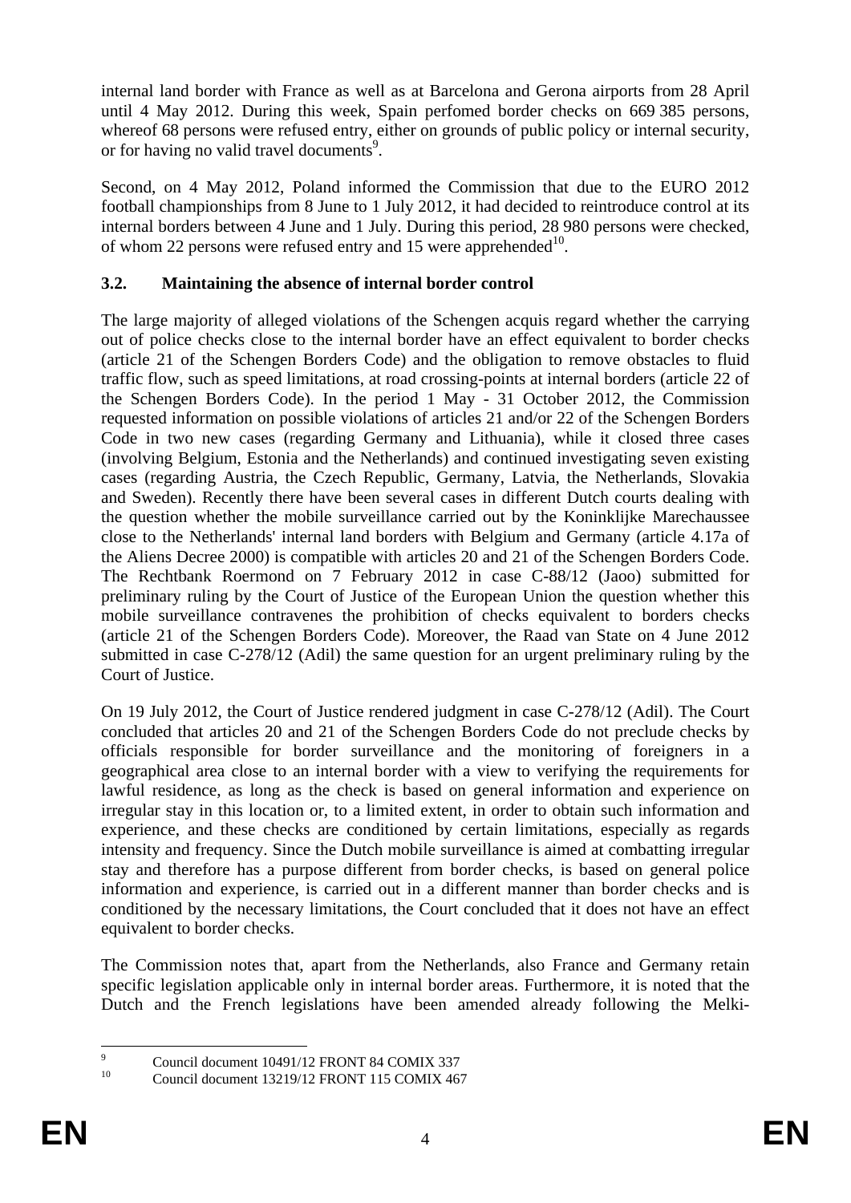internal land border with France as well as at Barcelona and Gerona airports from 28 April until 4 May 2012. During this week, Spain perfomed border checks on 669 385 persons, whereof 68 persons were refused entry, either on grounds of public policy or internal security, or for having no valid travel documents[9].

Second, on 4 May 2012, Poland informed the Commission that due to the EURO 2012 football championships from 8 June to 1 July 2012, it had decided to reintroduce control at its internal borders between 4 June and 1 July. During this period, 28 980 persons were checked, of whom 22 persons were refused entry and 15 were apprehended[10].

### 3.2. Maintaining the absence of internal border control

The large majority of alleged violations of the Schengen acquis regard whether the carrying out of police checks close to the internal border have an effect equivalent to border checks (article 21 of the Schengen Borders Code) and the obligation to remove obstacles to fluid traffic flow, such as speed limitations, at road crossing-points at internal borders (article 22 of the Schengen Borders Code). In the period 1 May - 31 October 2012, the Commission requested information on possible violations of articles 21 and/or 22 of the Schengen Borders Code in two new cases (regarding Germany and Lithuania), while it closed three cases (involving Belgium, Estonia and the Netherlands) and continued investigating seven existing cases (regarding Austria, the Czech Republic, Germany, Latvia, the Netherlands, Slovakia and Sweden). Recently there have been several cases in different Dutch courts dealing with the question whether the mobile surveillance carried out by the Koninklijke Marechaussee close to the Netherlands' internal land borders with Belgium and Germany (article 4.17a of the Aliens Decree 2000) is compatible with articles 20 and 21 of the Schengen Borders Code. The Rechtbank Roermond on 7 February 2012 in case C-88/12 (Jaoo) submitted for preliminary ruling by the Court of Justice of the European Union the question whether this mobile surveillance contravenes the prohibition of checks equivalent to borders checks (article 21 of the Schengen Borders Code). Moreover, the Raad van State on 4 June 2012 submitted in case C-278/12 (Adil) the same question for an urgent preliminary ruling by the Court of Justice.

On 19 July 2012, the Court of Justice rendered judgment in case C-278/12 (Adil). The Court concluded that articles 20 and 21 of the Schengen Borders Code do not preclude checks by officials responsible for border surveillance and the monitoring of foreigners in a geographical area close to an internal border with a view to verifying the requirements for lawful residence, as long as the check is based on general information and experience on irregular stay in this location or, to a limited extent, in order to obtain such information and experience, and these checks are conditioned by certain limitations, especially as regards intensity and frequency. Since the Dutch mobile surveillance is aimed at combatting irregular stay and therefore has a purpose different from border checks, is based on general police information and experience, is carried out in a different manner than border checks and is conditioned by the necessary limitations, the Court concluded that it does not have an effect equivalent to border checks.

The Commission notes that, apart from the Netherlands, also France and Germany retain specific legislation applicable only in internal border areas. Furthermore, it is noted that the Dutch and the French legislations have been amended already following the Melki-

[9] Council document 10491/12 FRONT 84 COMIX 337

[10] Council document 13219/12 FRONT 115 COMIX 467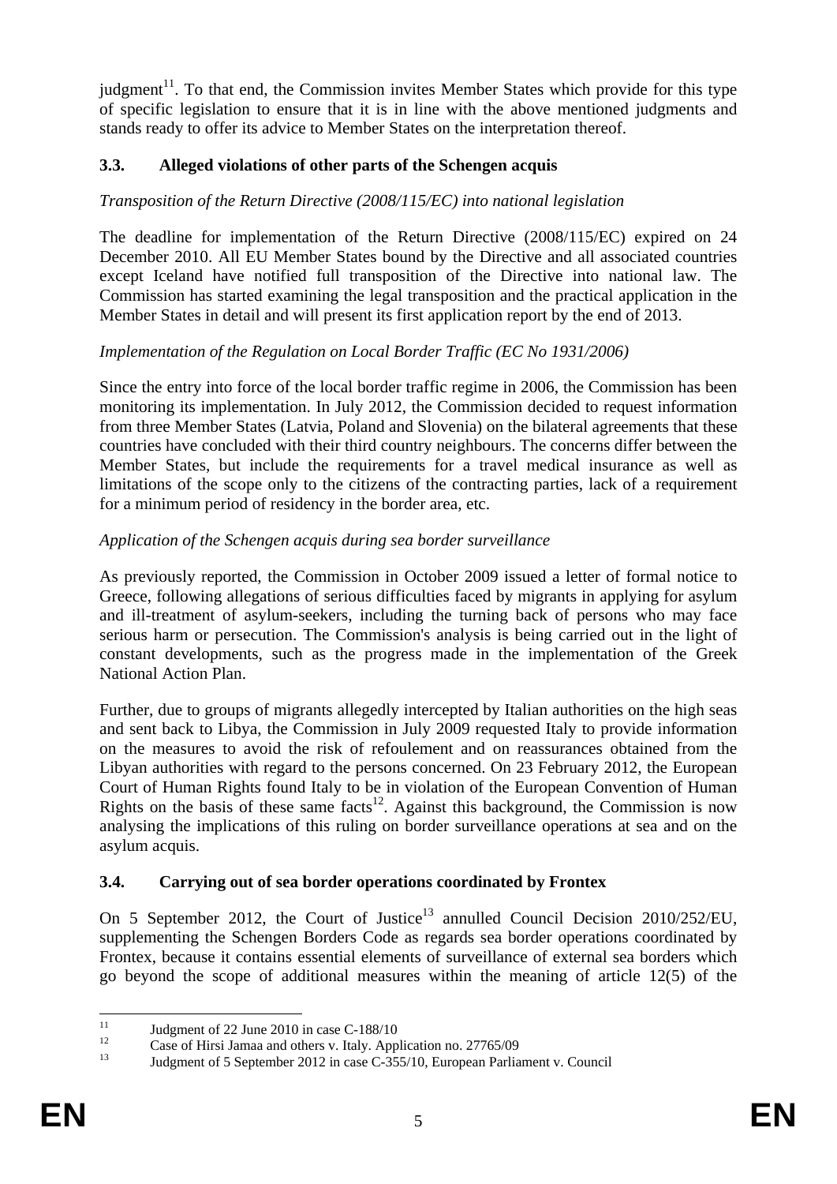judgment[11]. To that end, the Commission invites Member States which provide for this type of specific legislation to ensure that it is in line with the above mentioned judgments and stands ready to offer its advice to Member States on the interpretation thereof.

### 3.3. Alleged violations of other parts of the Schengen acquis

*Transposition of the Return Directive (2008/115/EC) into national legislation*

The deadline for implementation of the Return Directive (2008/115/EC) expired on 24 December 2010. All EU Member States bound by the Directive and all associated countries except Iceland have notified full transposition of the Directive into national law. The Commission has started examining the legal transposition and the practical application in the Member States in detail and will present its first application report by the end of 2013.

*Implementation of the Regulation on Local Border Traffic (EC No 1931/2006)*

Since the entry into force of the local border traffic regime in 2006, the Commission has been monitoring its implementation. In July 2012, the Commission decided to request information from three Member States (Latvia, Poland and Slovenia) on the bilateral agreements that these countries have concluded with their third country neighbours. The concerns differ between the Member States, but include the requirements for a travel medical insurance as well as limitations of the scope only to the citizens of the contracting parties, lack of a requirement for a minimum period of residency in the border area, etc.

*Application of the Schengen acquis during sea border surveillance*

As previously reported, the Commission in October 2009 issued a letter of formal notice to Greece, following allegations of serious difficulties faced by migrants in applying for asylum and ill-treatment of asylum-seekers, including the turning back of persons who may face serious harm or persecution. The Commission's analysis is being carried out in the light of constant developments, such as the progress made in the implementation of the Greek National Action Plan.

Further, due to groups of migrants allegedly intercepted by Italian authorities on the high seas and sent back to Libya, the Commission in July 2009 requested Italy to provide information on the measures to avoid the risk of refoulement and on reassurances obtained from the Libyan authorities with regard to the persons concerned. On 23 February 2012, the European Court of Human Rights found Italy to be in violation of the European Convention of Human Rights on the basis of these same facts[12]. Against this background, the Commission is now analysing the implications of this ruling on border surveillance operations at sea and on the asylum acquis.

### 3.4. Carrying out of sea border operations coordinated by Frontex

On 5 September 2012, the Court of Justice[13] annulled Council Decision 2010/252/EU, supplementing the Schengen Borders Code as regards sea border operations coordinated by Frontex, because it contains essential elements of surveillance of external sea borders which go beyond the scope of additional measures within the meaning of article 12(5) of the

---

[11] Judgment of 22 June 2010 in case C-188/10

[12] Case of Hirsi Jamaa and others v. Italy. Application no. 27765/09

[13] Judgment of 5 September 2012 in case C-355/10, European Parliament v. Council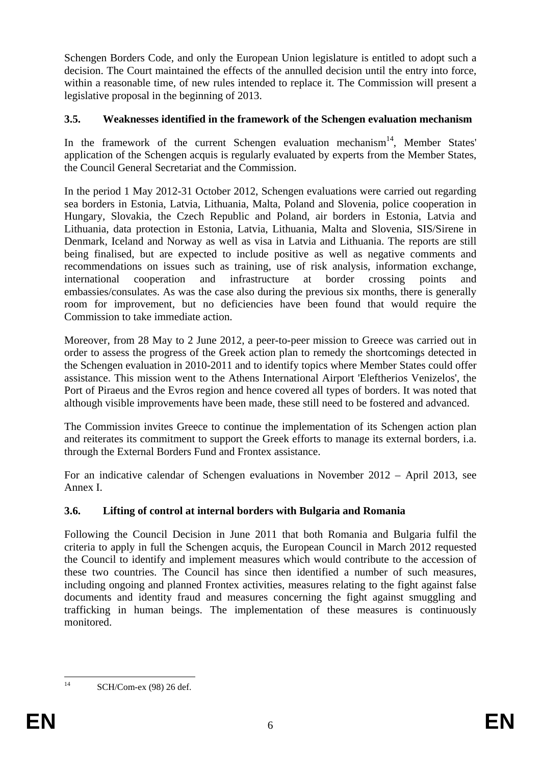Schengen Borders Code, and only the European Union legislature is entitled to adopt such a decision. The Court maintained the effects of the annulled decision until the entry into force, within a reasonable time, of new rules intended to replace it. The Commission will present a legislative proposal in the beginning of 2013.

### 3.5. Weaknesses identified in the framework of the Schengen evaluation mechanism

In the framework of the current Schengen evaluation mechanism[14], Member States' application of the Schengen acquis is regularly evaluated by experts from the Member States, the Council General Secretariat and the Commission.

In the period 1 May 2012-31 October 2012, Schengen evaluations were carried out regarding sea borders in Estonia, Latvia, Lithuania, Malta, Poland and Slovenia, police cooperation in Hungary, Slovakia, the Czech Republic and Poland, air borders in Estonia, Latvia and Lithuania, data protection in Estonia, Latvia, Lithuania, Malta and Slovenia, SIS/Sirene in Denmark, Iceland and Norway as well as visa in Latvia and Lithuania. The reports are still being finalised, but are expected to include positive as well as negative comments and recommendations on issues such as training, use of risk analysis, information exchange, international cooperation and infrastructure at border crossing points and embassies/consulates. As was the case also during the previous six months, there is generally room for improvement, but no deficiencies have been found that would require the Commission to take immediate action.

Moreover, from 28 May to 2 June 2012, a peer-to-peer mission to Greece was carried out in order to assess the progress of the Greek action plan to remedy the shortcomings detected in the Schengen evaluation in 2010-2011 and to identify topics where Member States could offer assistance. This mission went to the Athens International Airport 'Eleftherios Venizelos', the Port of Piraeus and the Evros region and hence covered all types of borders. It was noted that although visible improvements have been made, these still need to be fostered and advanced.

The Commission invites Greece to continue the implementation of its Schengen action plan and reiterates its commitment to support the Greek efforts to manage its external borders, i.a. through the External Borders Fund and Frontex assistance.

For an indicative calendar of Schengen evaluations in November 2012 – April 2013, see Annex I.

### 3.6. Lifting of control at internal borders with Bulgaria and Romania

Following the Council Decision in June 2011 that both Romania and Bulgaria fulfil the criteria to apply in full the Schengen acquis, the European Council in March 2012 requested the Council to identify and implement measures which would contribute to the accession of these two countries. The Council has since then identified a number of such measures, including ongoing and planned Frontex activities, measures relating to the fight against false documents and identity fraud and measures concerning the fight against smuggling and trafficking in human beings. The implementation of these measures is continuously monitored.

---

[14] SCH/Com-ex (98) 26 def.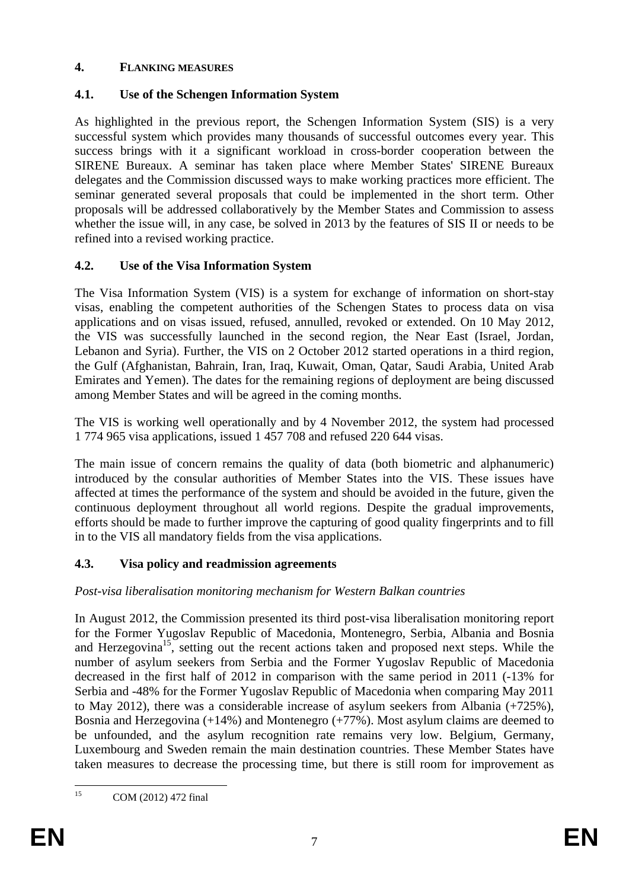## 4. FLANKING MEASURES

### 4.1. Use of the Schengen Information System

As highlighted in the previous report, the Schengen Information System (SIS) is a very successful system which provides many thousands of successful outcomes every year. This success brings with it a significant workload in cross-border cooperation between the SIRENE Bureaux. A seminar has taken place where Member States' SIRENE Bureaux delegates and the Commission discussed ways to make working practices more efficient. The seminar generated several proposals that could be implemented in the short term. Other proposals will be addressed collaboratively by the Member States and Commission to assess whether the issue will, in any case, be solved in 2013 by the features of SIS II or needs to be refined into a revised working practice.

### 4.2. Use of the Visa Information System

The Visa Information System (VIS) is a system for exchange of information on short-stay visas, enabling the competent authorities of the Schengen States to process data on visa applications and on visas issued, refused, annulled, revoked or extended. On 10 May 2012, the VIS was successfully launched in the second region, the Near East (Israel, Jordan, Lebanon and Syria). Further, the VIS on 2 October 2012 started operations in a third region, the Gulf (Afghanistan, Bahrain, Iran, Iraq, Kuwait, Oman, Qatar, Saudi Arabia, United Arab Emirates and Yemen). The dates for the remaining regions of deployment are being discussed among Member States and will be agreed in the coming months.

The VIS is working well operationally and by 4 November 2012, the system had processed 1 774 965 visa applications, issued 1 457 708 and refused 220 644 visas.

The main issue of concern remains the quality of data (both biometric and alphanumeric) introduced by the consular authorities of Member States into the VIS. These issues have affected at times the performance of the system and should be avoided in the future, given the continuous deployment throughout all world regions. Despite the gradual improvements, efforts should be made to further improve the capturing of good quality fingerprints and to fill in to the VIS all mandatory fields from the visa applications.

### 4.3. Visa policy and readmission agreements

*Post-visa liberalisation monitoring mechanism for Western Balkan countries*

In August 2012, the Commission presented its third post-visa liberalisation monitoring report for the Former Yugoslav Republic of Macedonia, Montenegro, Serbia, Albania and Bosnia and Herzegovina[15], setting out the recent actions taken and proposed next steps. While the number of asylum seekers from Serbia and the Former Yugoslav Republic of Macedonia decreased in the first half of 2012 in comparison with the same period in 2011 (-13% for Serbia and -48% for the Former Yugoslav Republic of Macedonia when comparing May 2011 to May 2012), there was a considerable increase of asylum seekers from Albania (+725%), Bosnia and Herzegovina (+14%) and Montenegro (+77%). Most asylum claims are deemed to be unfounded, and the asylum recognition rate remains very low. Belgium, Germany, Luxembourg and Sweden remain the main destination countries. These Member States have taken measures to decrease the processing time, but there is still room for improvement as

[15] COM (2012) 472 final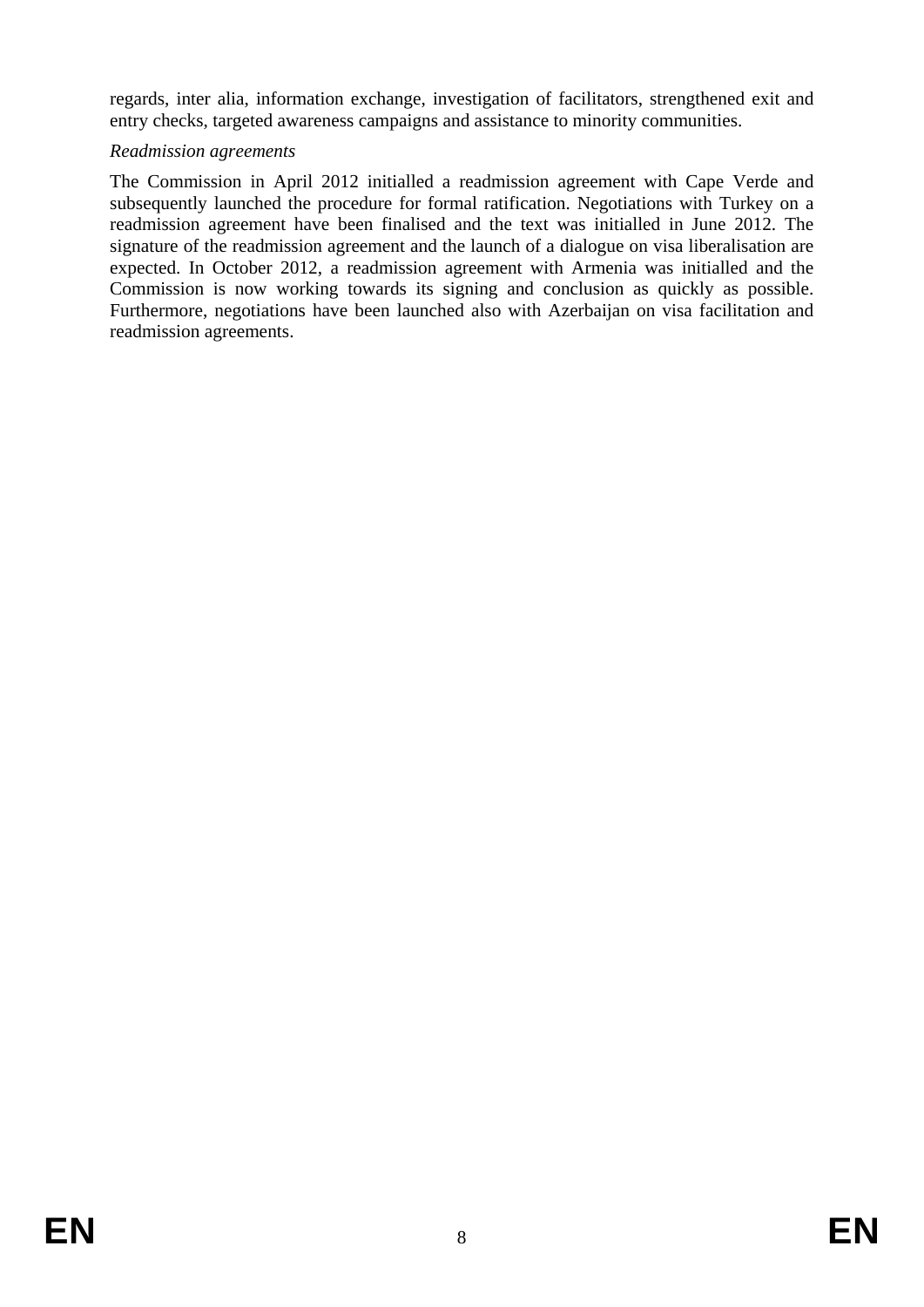regards, inter alia, information exchange, investigation of facilitators, strengthened exit and entry checks, targeted awareness campaigns and assistance to minority communities.

*Readmission agreements*

The Commission in April 2012 initialled a readmission agreement with Cape Verde and subsequently launched the procedure for formal ratification. Negotiations with Turkey on a readmission agreement have been finalised and the text was initialled in June 2012. The signature of the readmission agreement and the launch of a dialogue on visa liberalisation are expected. In October 2012, a readmission agreement with Armenia was initialled and the Commission is now working towards its signing and conclusion as quickly as possible. Furthermore, negotiations have been launched also with Azerbaijan on visa facilitation and readmission agreements.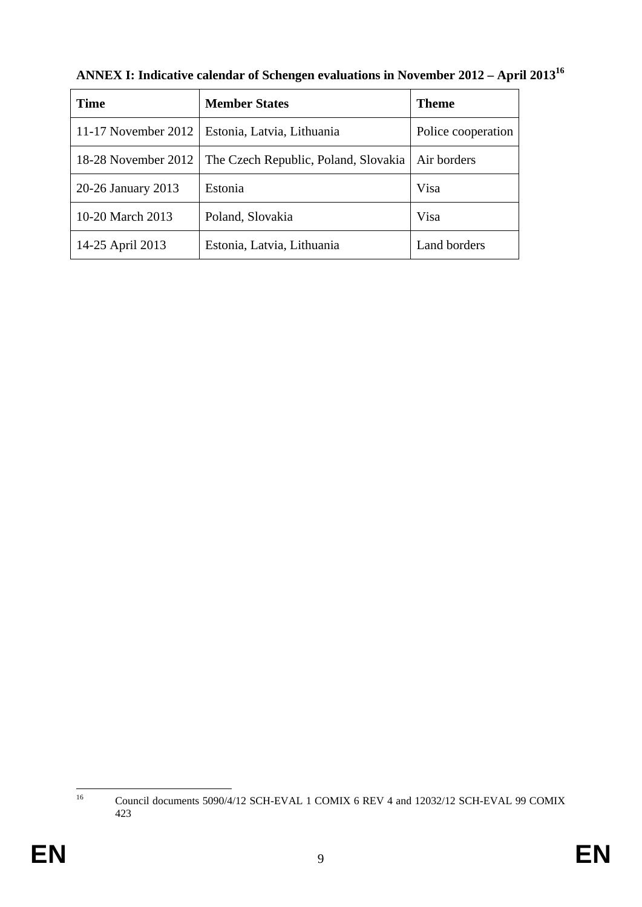**ANNEX I: Indicative calendar of Schengen evaluations in November 2012 – April 2013**[16]

| Time | Member States | Theme |
|---|---|---|
| 11-17 November 2012 | Estonia, Latvia, Lithuania | Police cooperation |
| 18-28 November 2012 | The Czech Republic, Poland, Slovakia | Air borders |
| 20-26 January 2013 | Estonia | Visa |
| 10-20 March 2013 | Poland, Slovakia | Visa |
| 14-25 April 2013 | Estonia, Latvia, Lithuania | Land borders |

[16] Council documents 5090/4/12 SCH-EVAL 1 COMIX 6 REV 4 and 12032/12 SCH-EVAL 99 COMIX 423